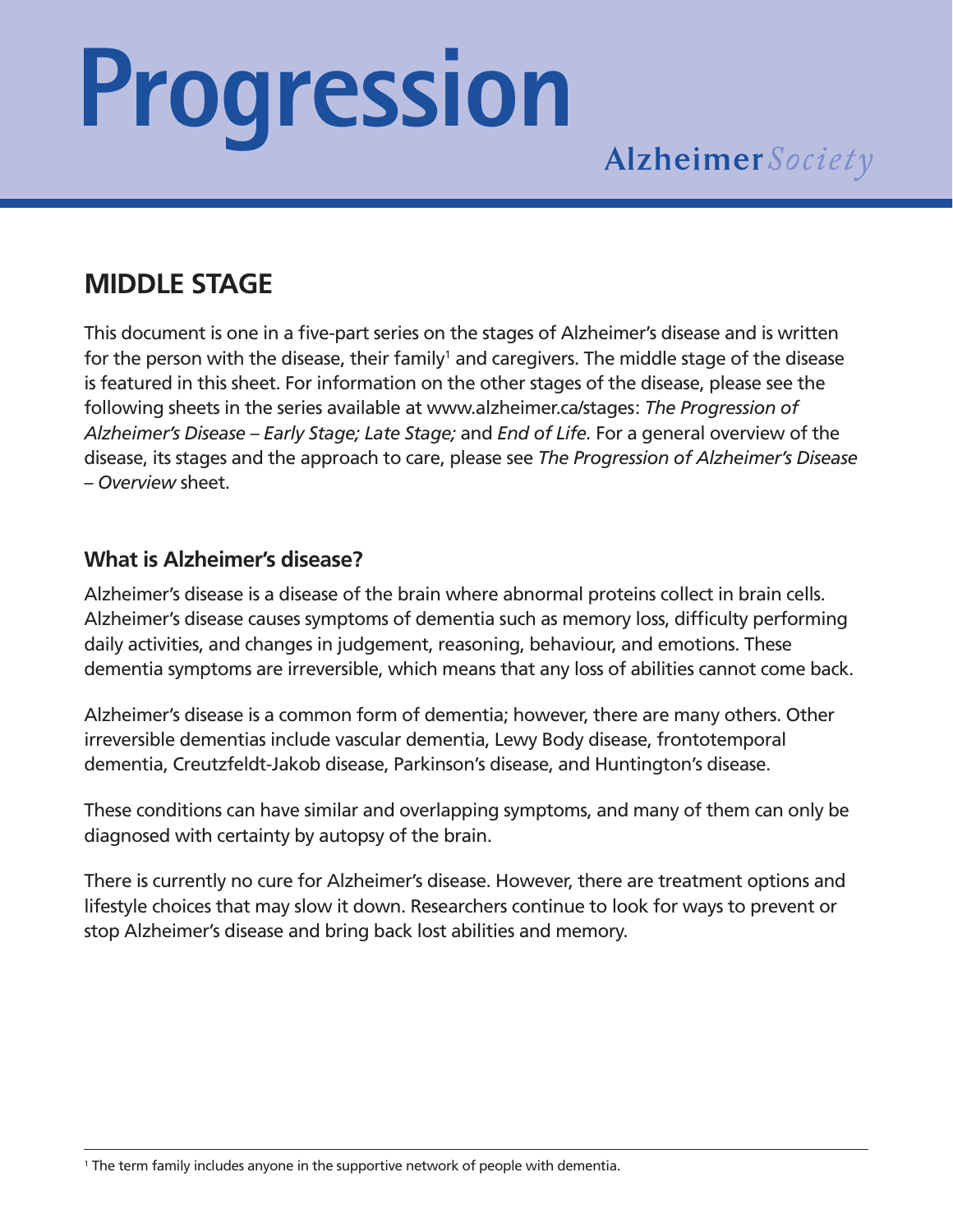# Progression

Alzheimer *Society*

## MIDDLE STAGE

This document is one in a five-part series on the stages of Alzheimer's disease and is written for the person with the disease, their family[1] and caregivers. The middle stage of the disease is featured in this sheet. For information on the other stages of the disease, please see the following sheets in the series available at www.alzheimer.ca/stages: *The Progression of Alzheimer's Disease – Early Stage; Late Stage;* and *End of Life.* For a general overview of the disease, its stages and the approach to care, please see *The Progression of Alzheimer's Disease – Overview* sheet.

### What is Alzheimer's disease?

Alzheimer's disease is a disease of the brain where abnormal proteins collect in brain cells. Alzheimer's disease causes symptoms of dementia such as memory loss, difficulty performing daily activities, and changes in judgement, reasoning, behaviour, and emotions. These dementia symptoms are irreversible, which means that any loss of abilities cannot come back.

Alzheimer's disease is a common form of dementia; however, there are many others. Other irreversible dementias include vascular dementia, Lewy Body disease, frontotemporal dementia, Creutzfeldt-Jakob disease, Parkinson's disease, and Huntington's disease.

These conditions can have similar and overlapping symptoms, and many of them can only be diagnosed with certainty by autopsy of the brain.

There is currently no cure for Alzheimer's disease. However, there are treatment options and lifestyle choices that may slow it down. Researchers continue to look for ways to prevent or stop Alzheimer's disease and bring back lost abilities and memory.

---

[1] The term family includes anyone in the supportive network of people with dementia.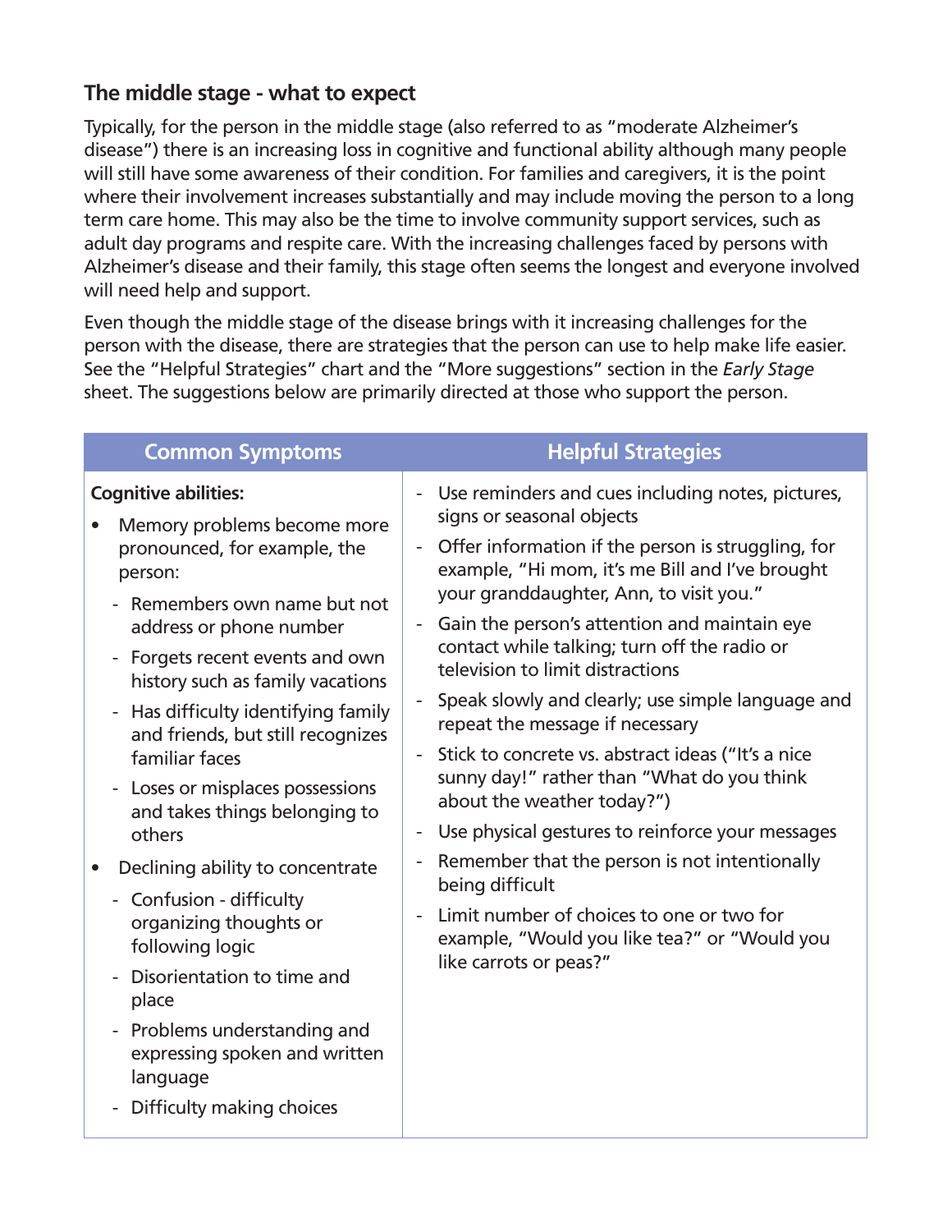## The middle stage - what to expect

Typically, for the person in the middle stage (also referred to as "moderate Alzheimer's disease") there is an increasing loss in cognitive and functional ability although many people will still have some awareness of their condition. For families and caregivers, it is the point where their involvement increases substantially and may include moving the person to a long term care home. This may also be the time to involve community support services, such as adult day programs and respite care. With the increasing challenges faced by persons with Alzheimer's disease and their family, this stage often seems the longest and everyone involved will need help and support.

Even though the middle stage of the disease brings with it increasing challenges for the person with the disease, there are strategies that the person can use to help make life easier. See the "Helpful Strategies" chart and the "More suggestions" section in the *Early Stage* sheet. The suggestions below are primarily directed at those who support the person.

| Common Symptoms | Helpful Strategies |
|---|---|
| **Cognitive abilities:**<br>• Memory problems become more pronounced, for example, the person:<br>- Remembers own name but not address or phone number<br>- Forgets recent events and own history such as family vacations<br>- Has difficulty identifying family and friends, but still recognizes familiar faces<br>- Loses or misplaces possessions and takes things belonging to others<br>• Declining ability to concentrate<br>- Confusion - difficulty organizing thoughts or following logic<br>- Disorientation to time and place<br>- Problems understanding and expressing spoken and written language<br>- Difficulty making choices | - Use reminders and cues including notes, pictures, signs or seasonal objects<br>- Offer information if the person is struggling, for example, "Hi mom, it's me Bill and I've brought your granddaughter, Ann, to visit you."<br>- Gain the person's attention and maintain eye contact while talking; turn off the radio or television to limit distractions<br>- Speak slowly and clearly; use simple language and repeat the message if necessary<br>- Stick to concrete vs. abstract ideas ("It's a nice sunny day!" rather than "What do you think about the weather today?")<br>- Use physical gestures to reinforce your messages<br>- Remember that the person is not intentionally being difficult<br>- Limit number of choices to one or two for example, "Would you like tea?" or "Would you like carrots or peas?" |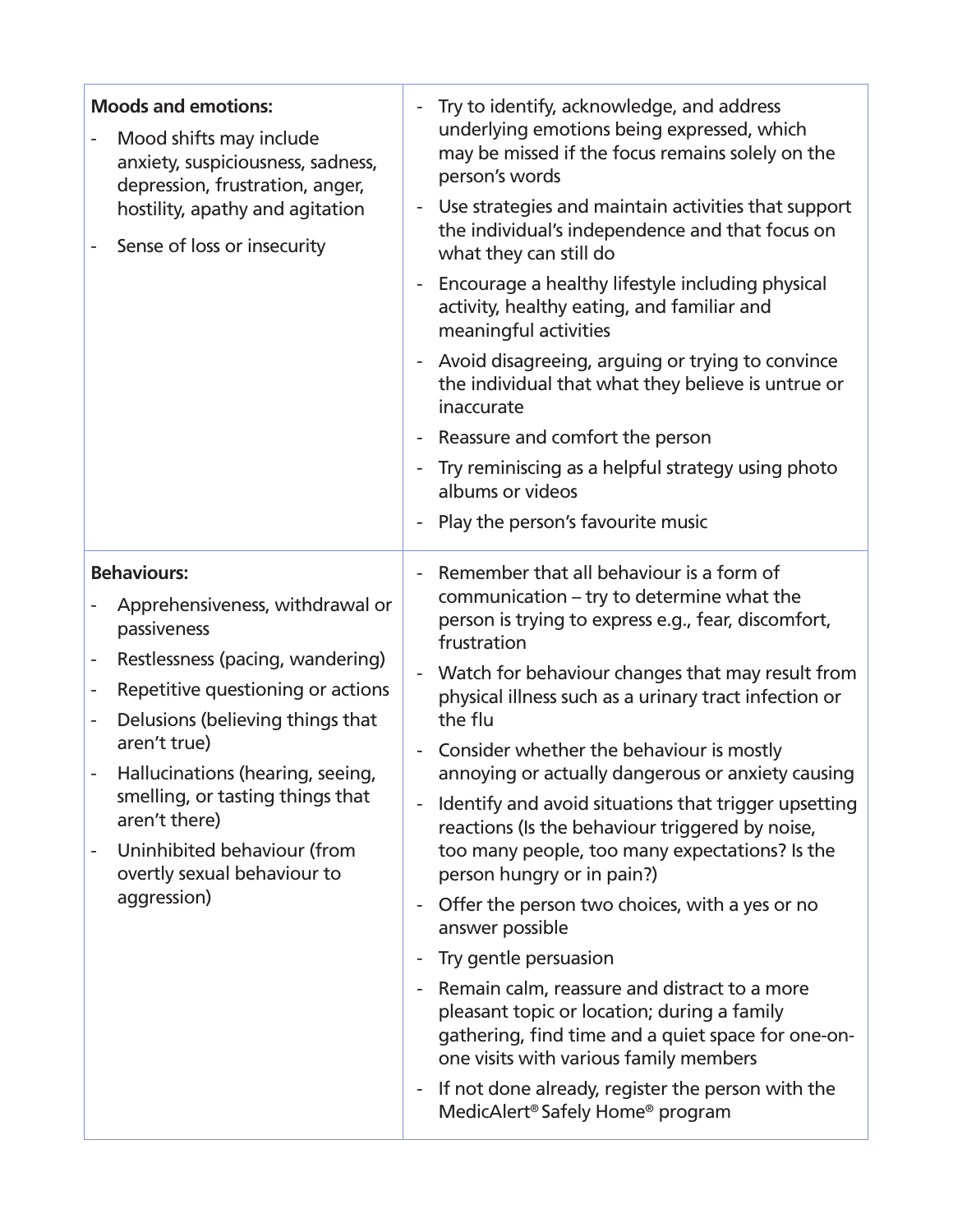| | |
|---|---|
| **Moods and emotions:**<br>- Mood shifts may include anxiety, suspiciousness, sadness, depression, frustration, anger, hostility, apathy and agitation<br>- Sense of loss or insecurity | - Try to identify, acknowledge, and address underlying emotions being expressed, which may be missed if the focus remains solely on the person's words<br>- Use strategies and maintain activities that support the individual's independence and that focus on what they can still do<br>- Encourage a healthy lifestyle including physical activity, healthy eating, and familiar and meaningful activities<br>- Avoid disagreeing, arguing or trying to convince the individual that what they believe is untrue or inaccurate<br>- Reassure and comfort the person<br>- Try reminiscing as a helpful strategy using photo albums or videos<br>- Play the person's favourite music |
| **Behaviours:**<br>- Apprehensiveness, withdrawal or passiveness<br>- Restlessness (pacing, wandering)<br>- Repetitive questioning or actions<br>- Delusions (believing things that aren't true)<br>- Hallucinations (hearing, seeing, smelling, or tasting things that aren't there)<br>- Uninhibited behaviour (from overtly sexual behaviour to aggression) | - Remember that all behaviour is a form of communication – try to determine what the person is trying to express e.g., fear, discomfort, frustration<br>- Watch for behaviour changes that may result from physical illness such as a urinary tract infection or the flu<br>- Consider whether the behaviour is mostly annoying or actually dangerous or anxiety causing<br>- Identify and avoid situations that trigger upsetting reactions (Is the behaviour triggered by noise, too many people, too many expectations? Is the person hungry or in pain?)<br>- Offer the person two choices, with a yes or no answer possible<br>- Try gentle persuasion<br>- Remain calm, reassure and distract to a more pleasant topic or location; during a family gathering, find time and a quiet space for one-on-one visits with various family members<br>- If not done already, register the person with the MedicAlert® Safely Home® program |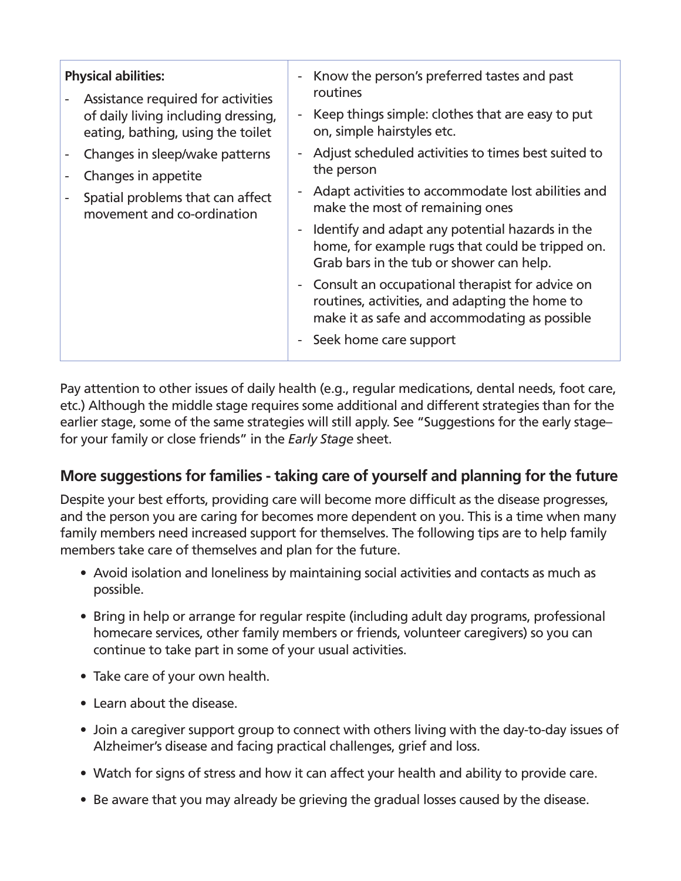| **Physical abilities:**<br>- Assistance required for activities of daily living including dressing, eating, bathing, using the toilet<br>- Changes in sleep/wake patterns<br>- Changes in appetite<br>- Spatial problems that can affect movement and co-ordination | - Know the person's preferred tastes and past routines<br>- Keep things simple: clothes that are easy to put on, simple hairstyles etc.<br>- Adjust scheduled activities to times best suited to the person<br>- Adapt activities to accommodate lost abilities and make the most of remaining ones<br>- Identify and adapt any potential hazards in the home, for example rugs that could be tripped on. Grab bars in the tub or shower can help.<br>- Consult an occupational therapist for advice on routines, activities, and adapting the home to make it as safe and accommodating as possible<br>- Seek home care support |
|---|---|

Pay attention to other issues of daily health (e.g., regular medications, dental needs, foot care, etc.) Although the middle stage requires some additional and different strategies than for the earlier stage, some of the same strategies will still apply. See "Suggestions for the early stage– for your family or close friends" in the *Early Stage* sheet.

## More suggestions for families - taking care of yourself and planning for the future

Despite your best efforts, providing care will become more difficult as the disease progresses, and the person you are caring for becomes more dependent on you. This is a time when many family members need increased support for themselves. The following tips are to help family members take care of themselves and plan for the future.

- Avoid isolation and loneliness by maintaining social activities and contacts as much as possible.
- Bring in help or arrange for regular respite (including adult day programs, professional homecare services, other family members or friends, volunteer caregivers) so you can continue to take part in some of your usual activities.
- Take care of your own health.
- Learn about the disease.
- Join a caregiver support group to connect with others living with the day-to-day issues of Alzheimer's disease and facing practical challenges, grief and loss.
- Watch for signs of stress and how it can affect your health and ability to provide care.
- Be aware that you may already be grieving the gradual losses caused by the disease.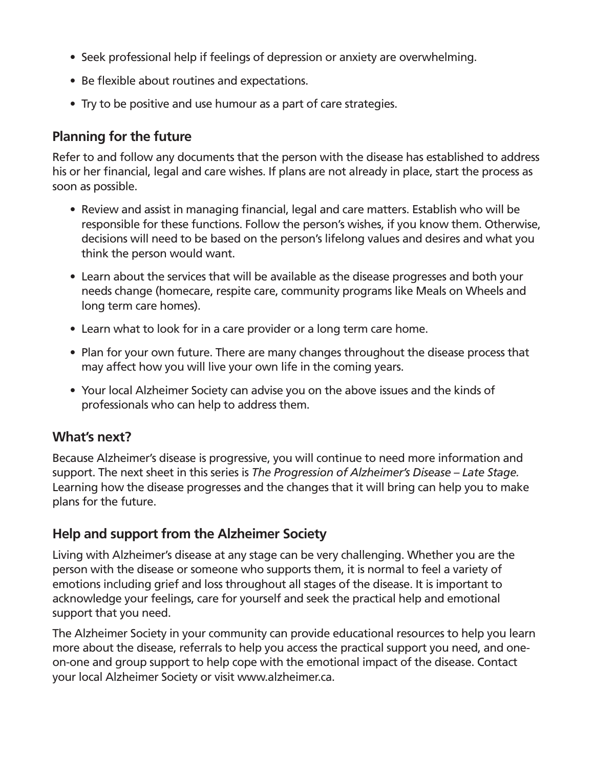- Seek professional help if feelings of depression or anxiety are overwhelming.
- Be flexible about routines and expectations.
- Try to be positive and use humour as a part of care strategies.

## Planning for the future

Refer to and follow any documents that the person with the disease has established to address his or her financial, legal and care wishes. If plans are not already in place, start the process as soon as possible.

- Review and assist in managing financial, legal and care matters. Establish who will be responsible for these functions. Follow the person's wishes, if you know them. Otherwise, decisions will need to be based on the person's lifelong values and desires and what you think the person would want.
- Learn about the services that will be available as the disease progresses and both your needs change (homecare, respite care, community programs like Meals on Wheels and long term care homes).
- Learn what to look for in a care provider or a long term care home.
- Plan for your own future. There are many changes throughout the disease process that may affect how you will live your own life in the coming years.
- Your local Alzheimer Society can advise you on the above issues and the kinds of professionals who can help to address them.

## What's next?

Because Alzheimer's disease is progressive, you will continue to need more information and support. The next sheet in this series is *The Progression of Alzheimer's Disease – Late Stage.* Learning how the disease progresses and the changes that it will bring can help you to make plans for the future.

## Help and support from the Alzheimer Society

Living with Alzheimer's disease at any stage can be very challenging. Whether you are the person with the disease or someone who supports them, it is normal to feel a variety of emotions including grief and loss throughout all stages of the disease. It is important to acknowledge your feelings, care for yourself and seek the practical help and emotional support that you need.

The Alzheimer Society in your community can provide educational resources to help you learn more about the disease, referrals to help you access the practical support you need, and one-on-one and group support to help cope with the emotional impact of the disease. Contact your local Alzheimer Society or visit www.alzheimer.ca.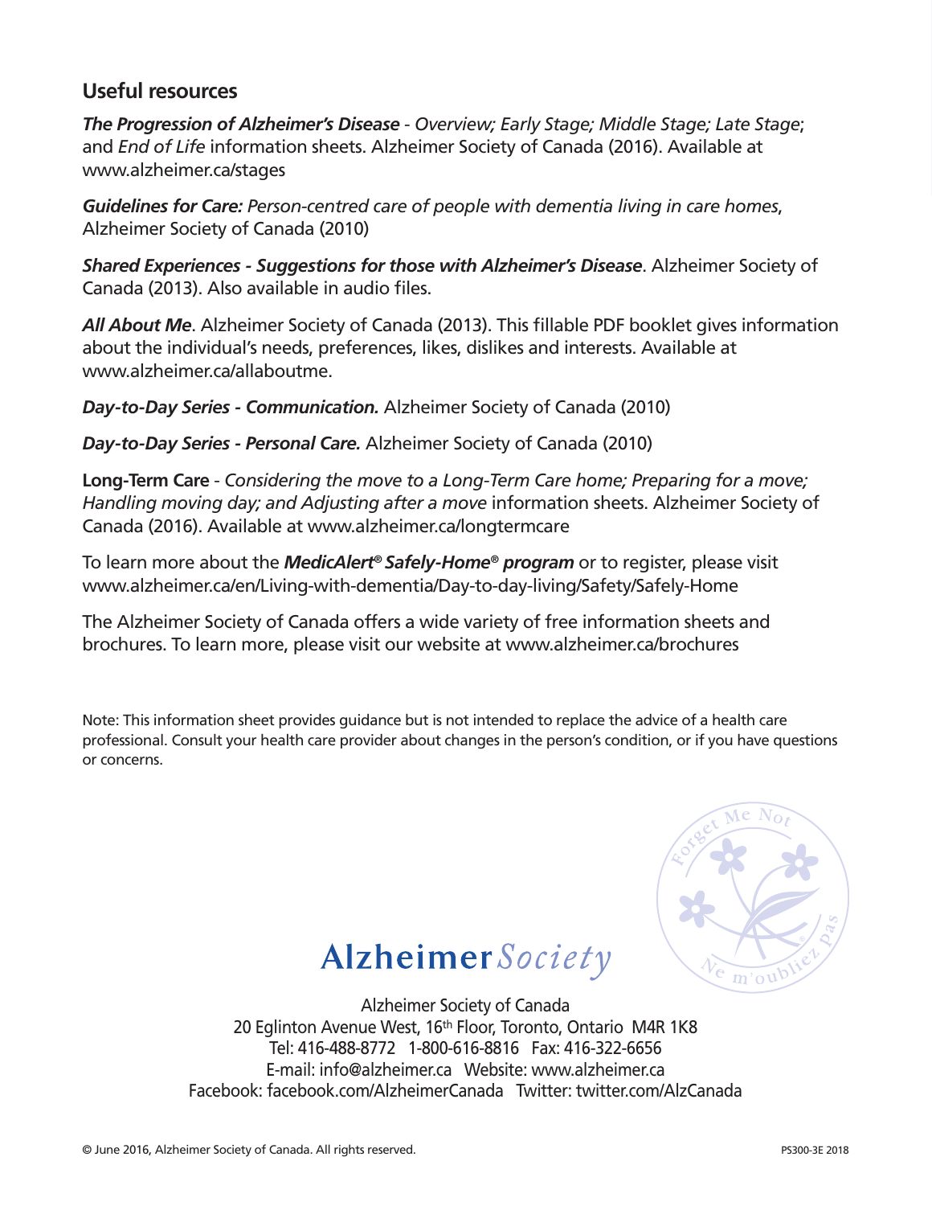## Useful resources

***The Progression of Alzheimer's Disease*** - *Overview; Early Stage; Middle Stage; Late Stage*; and *End of Life* information sheets. Alzheimer Society of Canada (2016). Available at www.alzheimer.ca/stages

***Guidelines for Care:*** *Person-centred care of people with dementia living in care homes*, Alzheimer Society of Canada (2010)

***Shared Experiences - Suggestions for those with Alzheimer's Disease***. Alzheimer Society of Canada (2013). Also available in audio files.

***All About Me***. Alzheimer Society of Canada (2013). This fillable PDF booklet gives information about the individual's needs, preferences, likes, dislikes and interests. Available at www.alzheimer.ca/allaboutme.

***Day-to-Day Series - Communication.*** Alzheimer Society of Canada (2010)

***Day-to-Day Series - Personal Care.*** Alzheimer Society of Canada (2010)

**Long-Term Care** - *Considering the move to a Long-Term Care home; Preparing for a move; Handling moving day; and Adjusting after a move* information sheets. Alzheimer Society of Canada (2016). Available at www.alzheimer.ca/longtermcare

To learn more about the ***MedicAlert® Safely-Home® program*** or to register, please visit www.alzheimer.ca/en/Living-with-dementia/Day-to-day-living/Safety/Safely-Home

The Alzheimer Society of Canada offers a wide variety of free information sheets and brochures. To learn more, please visit our website at www.alzheimer.ca/brochures

Note: This information sheet provides guidance but is not intended to replace the advice of a health care professional. Consult your health care provider about changes in the person's condition, or if you have questions or concerns.

Alzheimer Society

Forget Me Not — Ne m'oubliez pas

Alzheimer Society of Canada
20 Eglinton Avenue West, 16th Floor, Toronto, Ontario M4R 1K8
Tel: 416-488-8772 1-800-616-8816 Fax: 416-322-6656
E-mail: info@alzheimer.ca Website: www.alzheimer.ca
Facebook: facebook.com/AlzheimerCanada Twitter: twitter.com/AlzCanada

© June 2016, Alzheimer Society of Canada. All rights reserved.

PS300-3E 2018